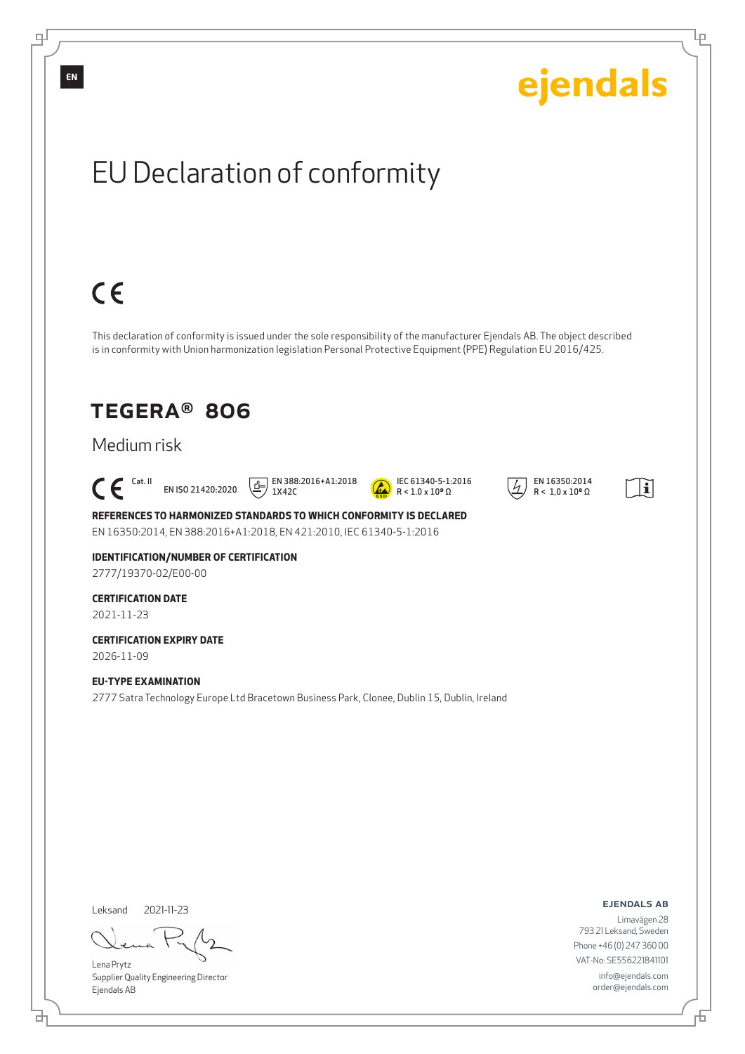EN

ejendals

# EU Declaration of conformity

CE

This declaration of conformity is issued under the sole responsibility of the manufacturer Ejendals AB. The object described is in conformity with Union harmonization legislation Personal Protective Equipment (PPE) Regulation EU 2016/425.

## TEGERA® 806

Medium risk

CE Cat. II EN ISO 21420:2020 EN 388:2016+A1:2018 1X42C IEC 61340-5-1:2016 $R < 1.0 \times 10^9\ \Omega$ EN 16350:2014 $R < 1,0 \times 10^8\ \Omega$

**REFERENCES TO HARMONIZED STANDARDS TO WHICH CONFORMITY IS DECLARED**

EN 16350:2014, EN 388:2016+A1:2018, EN 421:2010, IEC 61340-5-1:2016

**IDENTIFICATION/NUMBER OF CERTIFICATION**

2777/19370-02/E00-00

**CERTIFICATION DATE**

2021-11-23

**CERTIFICATION EXPIRY DATE**

2026-11-09

**EU-TYPE EXAMINATION**

2777 Satra Technology Europe Ltd Bracetown Business Park, Clonee, Dublin 15, Dublin, Ireland

Leksand 2021-11-23

Lena Prytz
Supplier Quality Engineering Director
Ejendals AB

**EJENDALS AB**
Limavägen 28
793 21 Leksand, Sweden
Phone +46 (0) 247 360 00
VAT-No: SE556221841101
info@ejendals.com
order@ejendals.com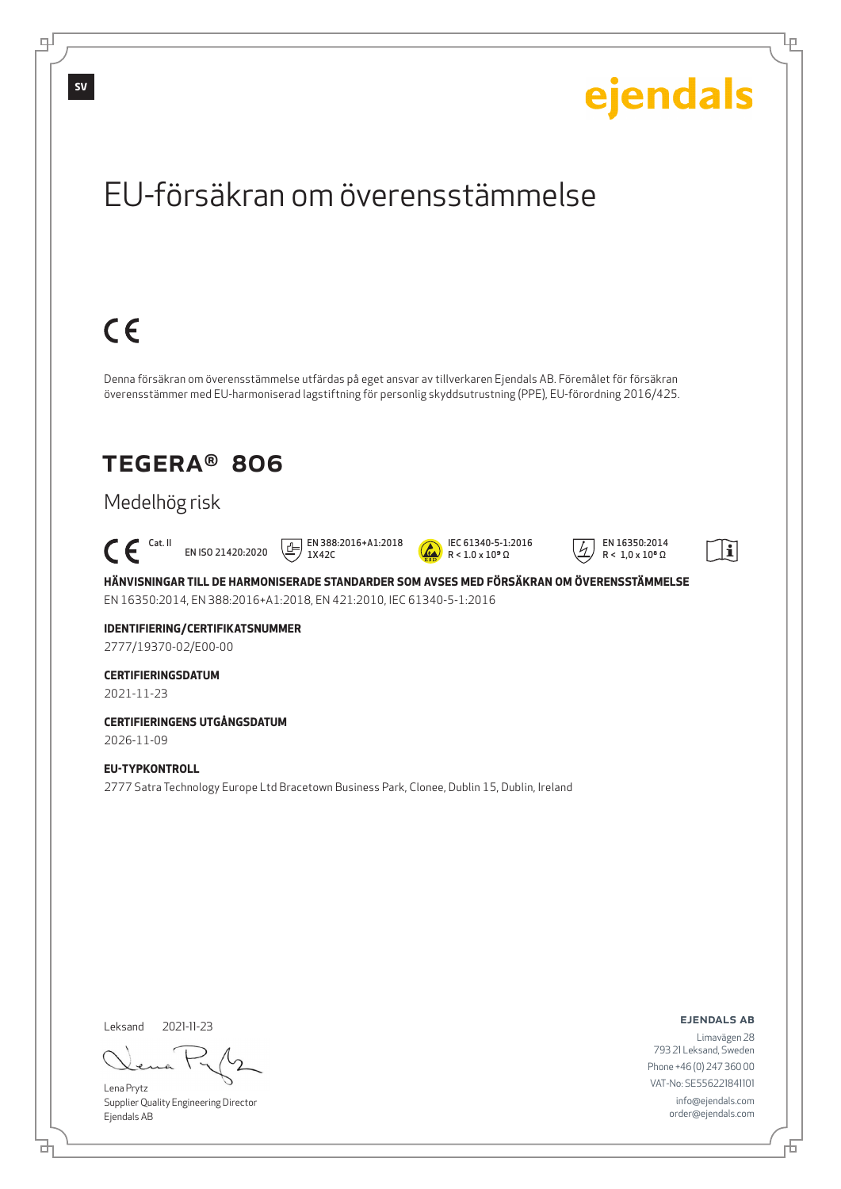SV

ejendals

# EU-försäkran om överensstämmelse

CE

Denna försäkran om överensstämmelse utfärdas på eget ansvar av tillverkaren Ejendals AB. Föremålet för försäkran överensstämmer med EU-harmoniserad lagstiftning för personlig skyddsutrustning (PPE), EU-förordning 2016/425.

## TEGERA® 806

Medelhög risk

CE Cat. II EN ISO 21420:2020 EN 388:2016+A1:2018 1X42C IEC 61340-5-1:2016 R < 1.0 x $10^9$ Ω EN 16350:2014 R < 1,0 x $10^8$ Ω

**HÄNVISNINGAR TILL DE HARMONISERADE STANDARDER SOM AVSES MED FÖRSÄKRAN OM ÖVERENSSTÄMMELSE**

EN 16350:2014, EN 388:2016+A1:2018, EN 421:2010, IEC 61340-5-1:2016

**IDENTIFIERING/CERTIFIKATSNUMMER**

2777/19370-02/E00-00

**CERTIFIERINGSDATUM**

2021-11-23

**CERTIFIERINGENS UTGÅNGSDATUM**

2026-11-09

**EU-TYPKONTROLL**

2777 Satra Technology Europe Ltd Bracetown Business Park, Clonee, Dublin 15, Dublin, Ireland

Leksand 2021-11-23

Lena Prytz
Supplier Quality Engineering Director
Ejendals AB

**EJENDALS AB**
Limavägen 28
793 21 Leksand, Sweden
Phone +46 (0) 247 360 00
VAT-No: SE556221841101
info@ejendals.com
order@ejendals.com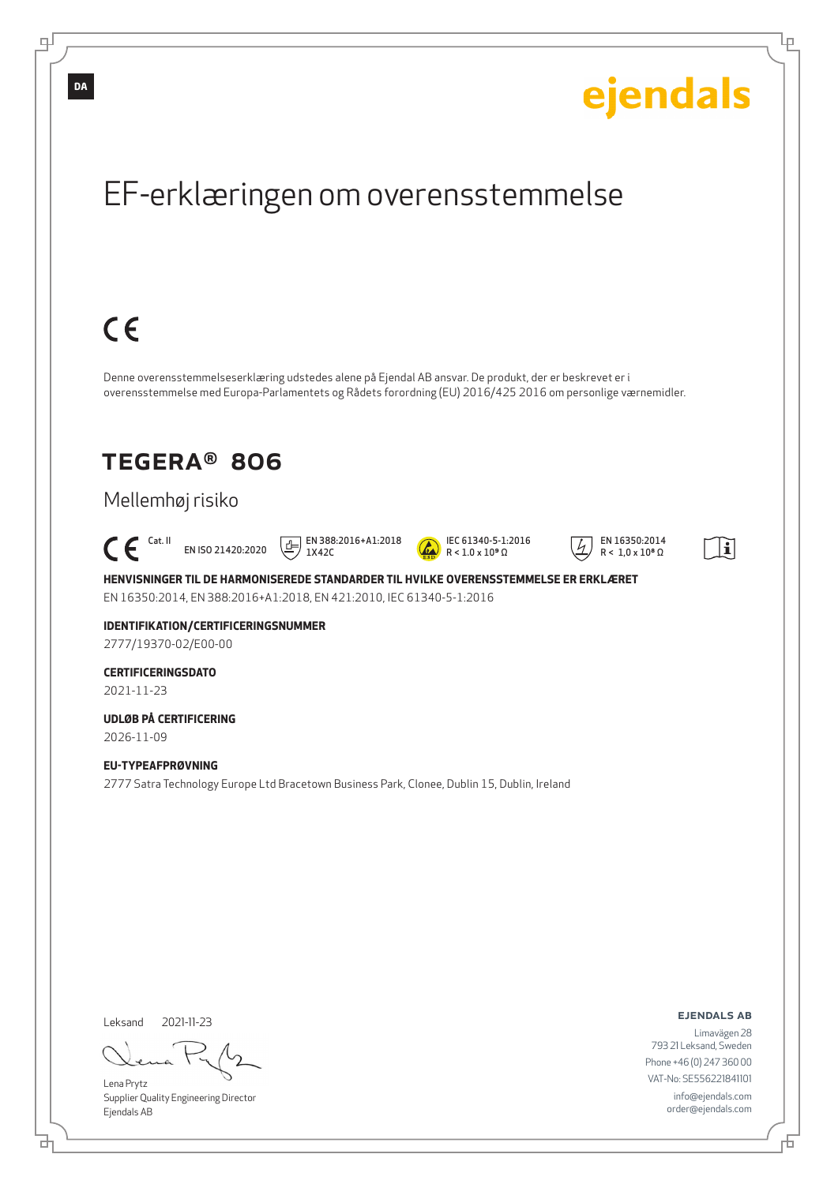DA

ejendals

# EF-erklæringen om overensstemmelse

CE

Denne overensstemmelseserklæring udstedes alene på Ejendal AB ansvar. De produkt, der er beskrevet er i overensstemmelse med Europa-Parlamentets og Rådets forordning (EU) 2016/425 2016 om personlige værnemidler.

## TEGERA® 806

Mellemhøj risiko

CE Cat. II | EN ISO 21420:2020 | EN 388:2016+A1:2018 1X42C | IEC 61340-5-1:2016 R < 1.0 x 10⁹ Ω | EN 16350:2014 R < 1,0 x 10⁸ Ω

**HENVISNINGER TIL DE HARMONISEREDE STANDARDER TIL HVILKE OVERENSSTEMMELSE ER ERKLÆRET**

EN 16350:2014, EN 388:2016+A1:2018, EN 421:2010, IEC 61340-5-1:2016

**IDENTIFIKATION/CERTIFICERINGSNUMMER**

2777/19370-02/E00-00

**CERTIFICERINGSDATO**

2021-11-23

**UDLØB PÅ CERTIFICERING**

2026-11-09

**EU-TYPEAFPRØVNING**

2777 Satra Technology Europe Ltd Bracetown Business Park, Clonee, Dublin 15, Dublin, Ireland

Leksand 2021-11-23

Lena Prytz
Supplier Quality Engineering Director
Ejendals AB

**EJENDALS AB**
Limavägen 28
793 21 Leksand, Sweden
Phone +46 (0) 247 360 00
VAT-No: SE556221841101
info@ejendals.com
order@ejendals.com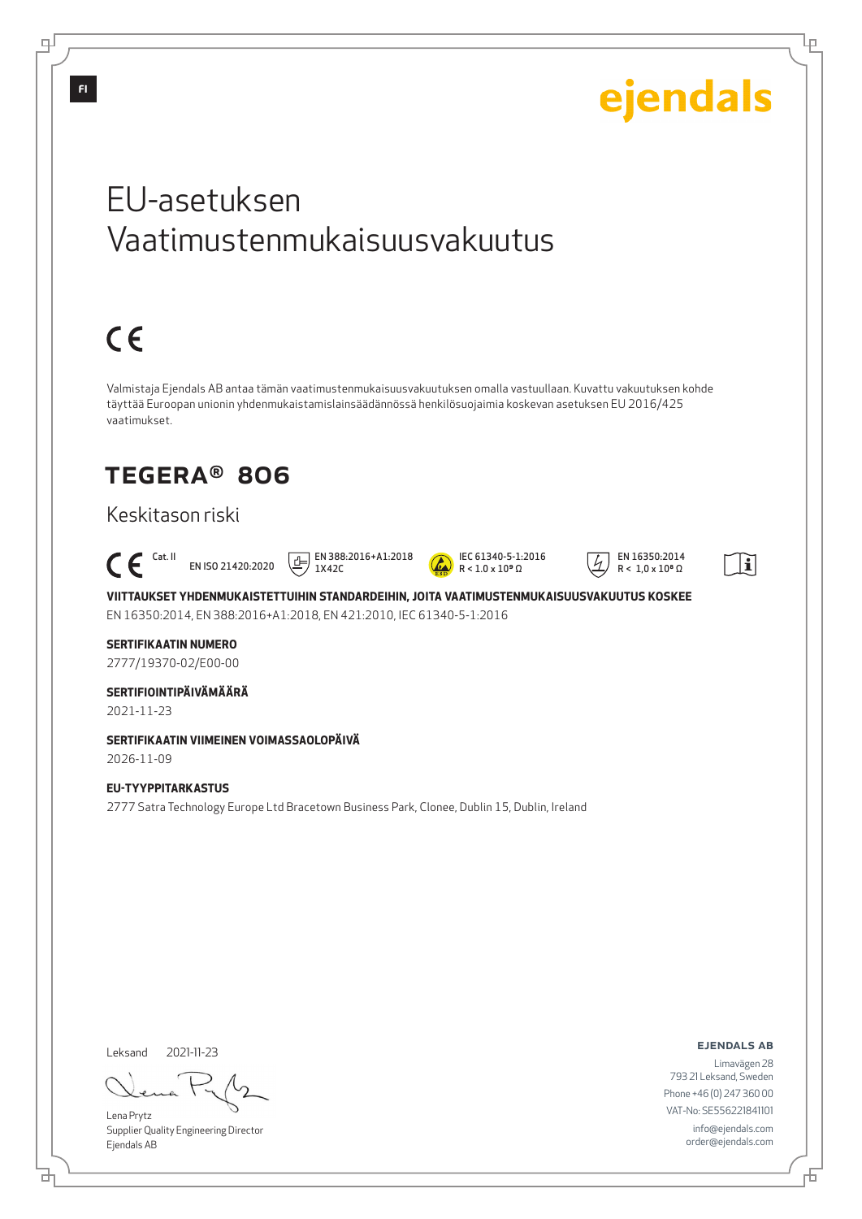FI

ejendals

# EU-asetuksen Vaatimustenmukaisuusvakuutus

CE

Valmistaja Ejendals AB antaa tämän vaatimustenmukaisuusvakuutuksen omalla vastuullaan. Kuvattu vakuutuksen kohde täyttää Euroopan unionin yhdenmukaistamislainsäädännössä henkilösuojaimia koskevan asetuksen EU 2016/425 vaatimukset.

## TEGERA® 806

Keskitason riski

CE Cat. II | EN ISO 21420:2020 | EN 388:2016+A1:2018 1X42C | IEC 61340-5-1:2016 $R < 1.0 \times 10^9\,\Omega$ | EN 16350:2014 $R < 1{,}0 \times 10^8\,\Omega$

**VIITTAUKSET YHDENMUKAISTETTUIHIN STANDARDEIHIN, JOITA VAATIMUSTENMUKAISUUSVAKUUTUS KOSKEE**
EN 16350:2014, EN 388:2016+A1:2018, EN 421:2010, IEC 61340-5-1:2016

**SERTIFIKAATIN NUMERO**
2777/19370-02/E00-00

**SERTIFIOINTIPÄIVÄMÄÄRÄ**
2021-11-23

**SERTIFIKAATIN VIIMEINEN VOIMASSAOLOPÄIVÄ**
2026-11-09

**EU-TYYPPITARKASTUS**
2777 Satra Technology Europe Ltd Bracetown Business Park, Clonee, Dublin 15, Dublin, Ireland

Leksand 2021-11-23

Lena Prytz
Supplier Quality Engineering Director
Ejendals AB

**EJENDALS AB**
Limavägen 28
793 21 Leksand, Sweden
Phone +46 (0) 247 360 00
VAT-No: SE556221841101
info@ejendals.com
order@ejendals.com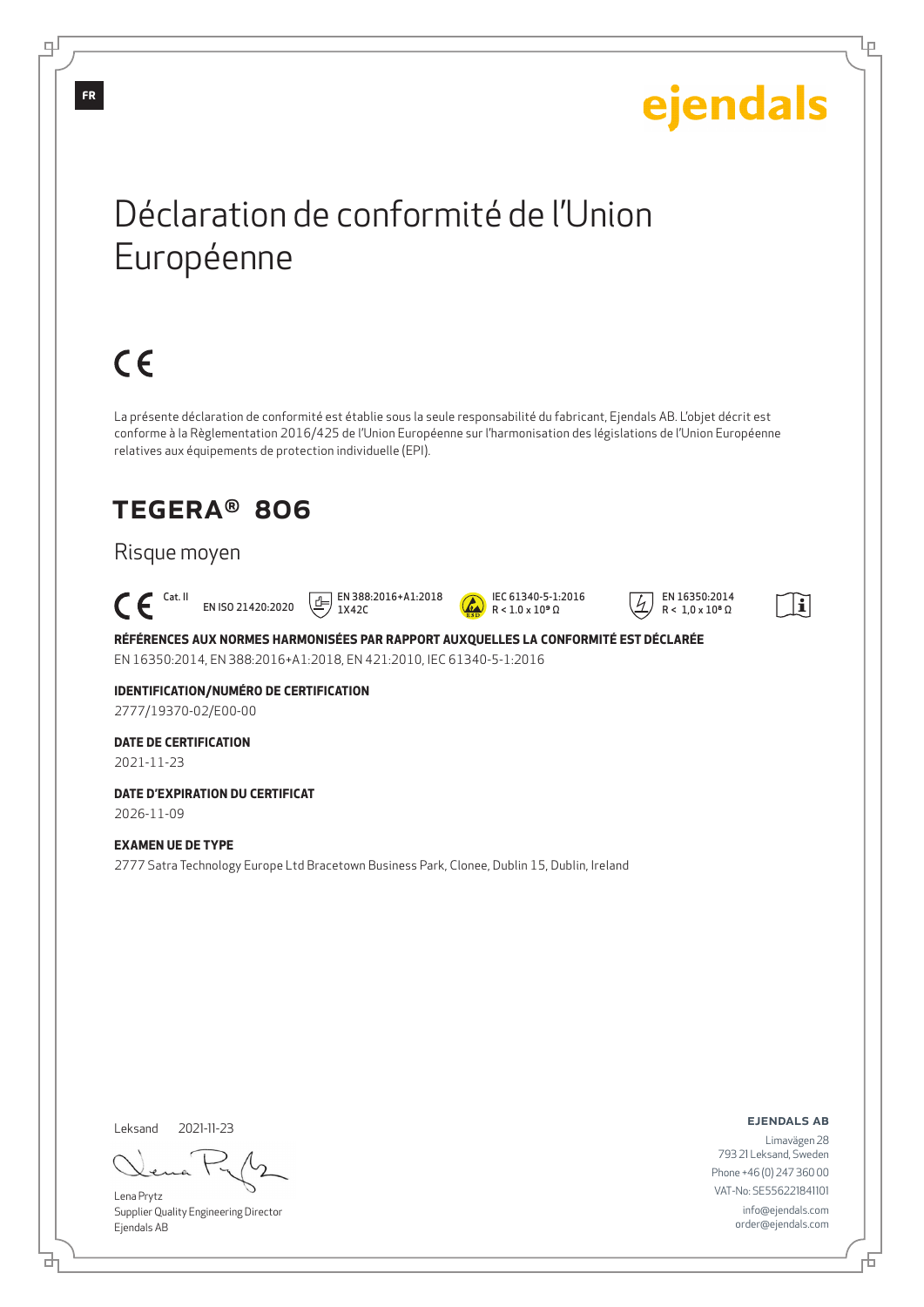FR

ejendals

# Déclaration de conformité de l'Union Européenne

CE

La présente déclaration de conformité est établie sous la seule responsabilité du fabricant, Ejendals AB. L'objet décrit est conforme à la Règlementation 2016/425 de l'Union Européenne sur l'harmonisation des législations de l'Union Européenne relatives aux équipements de protection individuelle (EPI).

## TEGERA® 806

Risque moyen

CE Cat. II EN ISO 21420:2020 EN 388:2016+A1:2018 1X42C IEC 61340-5-1:2016 R < 1.0 x $10^9$ Ω EN 16350:2014 R < 1,0 x $10^8$ Ω

**RÉFÉRENCES AUX NORMES HARMONISÉES PAR RAPPORT AUXQUELLES LA CONFORMITÉ EST DÉCLARÉE**

EN 16350:2014, EN 388:2016+A1:2018, EN 421:2010, IEC 61340-5-1:2016

**IDENTIFICATION/NUMÉRO DE CERTIFICATION**

2777/19370-02/E00-00

**DATE DE CERTIFICATION**

2021-11-23

**DATE D'EXPIRATION DU CERTIFICAT**

2026-11-09

**EXAMEN UE DE TYPE**

2777 Satra Technology Europe Ltd Bracetown Business Park, Clonee, Dublin 15, Dublin, Ireland

Leksand 2021-11-23

Lena Prytz
Supplier Quality Engineering Director
Ejendals AB

**EJENDALS AB**
Limavägen 28
793 21 Leksand, Sweden
Phone +46 (0) 247 360 00
VAT-No: SE556221841101
info@ejendals.com
order@ejendals.com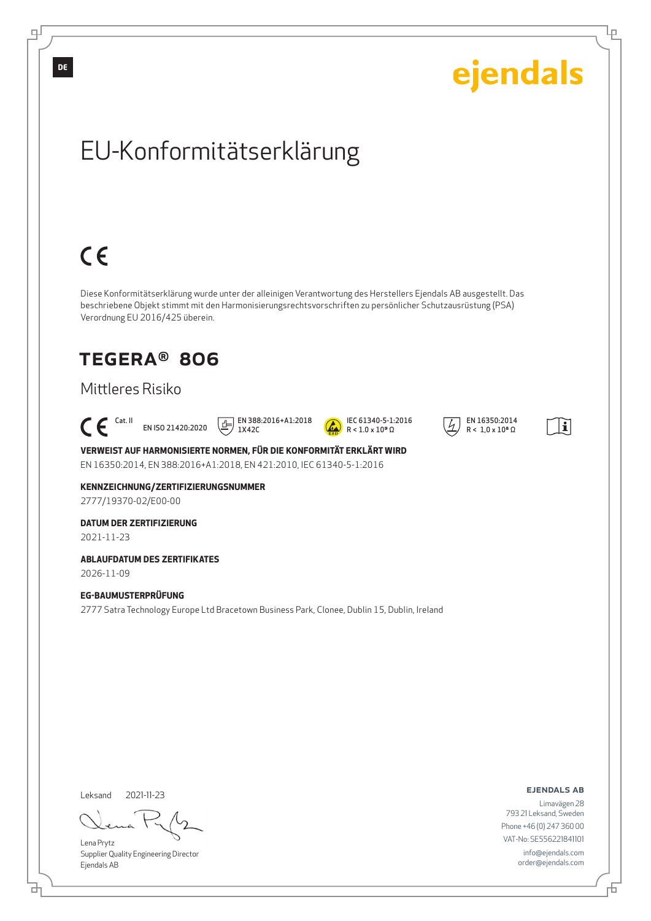DE

ejendals

# EU-Konformitätserklärung

CE

Diese Konformitätserklärung wurde unter der alleinigen Verantwortung des Herstellers Ejendals AB ausgestellt. Das beschriebene Objekt stimmt mit den Harmonisierungsrechtsvorschriften zu persönlicher Schutzausrüstung (PSA) Verordnung EU 2016/425 überein.

## TEGERA® 806

### Mittleres Risiko

CE Cat. II EN ISO 21420:2020 EN 388:2016+A1:2018 1X42C IEC 61340-5-1:2016 R < 1.0 x 10⁹ Ω EN 16350:2014 R < 1,0 x 10⁸ Ω

**VERWEIST AUF HARMONISIERTE NORMEN, FÜR DIE KONFORMITÄT ERKLÄRT WIRD**

EN 16350:2014, EN 388:2016+A1:2018, EN 421:2010, IEC 61340-5-1:2016

**KENNZEICHNUNG/ZERTIFIZIERUNGSNUMMER**

2777/19370-02/E00-00

**DATUM DER ZERTIFIZIERUNG**

2021-11-23

**ABLAUFDATUM DES ZERTIFIKATES**

2026-11-09

**EG-BAUMUSTERPRÜFUNG**

2777 Satra Technology Europe Ltd Bracetown Business Park, Clonee, Dublin 15, Dublin, Ireland

Leksand 2021-11-23

Lena Prytz
Supplier Quality Engineering Director
Ejendals AB

**EJENDALS AB**
Limavägen 28
793 21 Leksand, Sweden
Phone +46 (0) 247 360 00
VAT-No: SE556221841101
info@ejendals.com
order@ejendals.com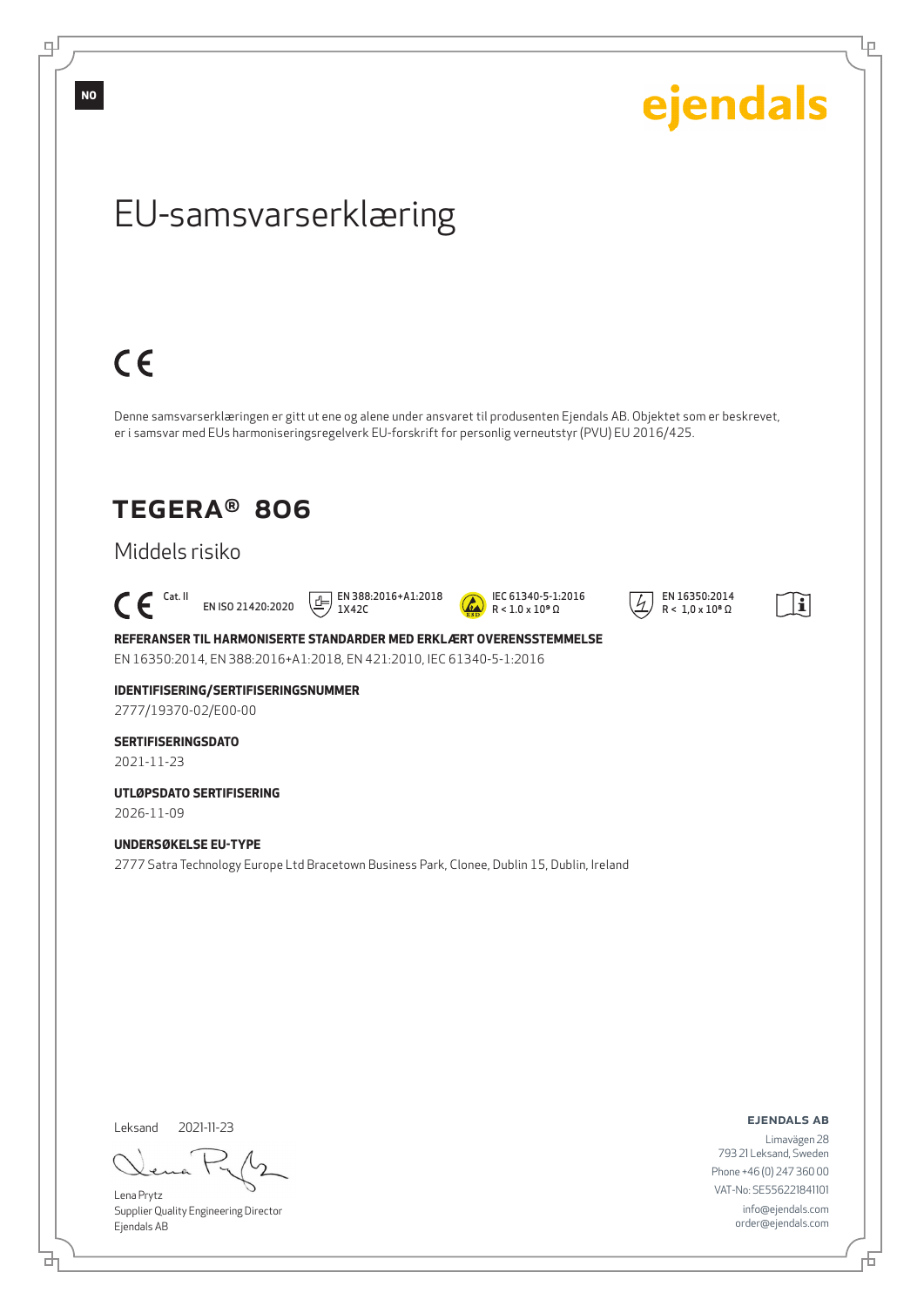NO

ejendals

# EU-samsvarserklæring

CE

Denne samsvarserklæringen er gitt ut ene og alene under ansvaret til produsenten Ejendals AB. Objektet som er beskrevet, er i samsvar med EUs harmoniseringsregelverk EU-forskrift for personlig verneutstyr (PVU) EU 2016/425.

## TEGERA® 806

Middels risiko

CE Cat. II | EN ISO 21420:2020 | EN 388:2016+A1:2018 1X42C | IEC 61340-5-1:2016 R < 1.0 x $10^9$ Ω | EN 16350:2014 R < 1,0 x $10^8$ Ω

**REFERANSER TIL HARMONISERTE STANDARDER MED ERKLÆRT OVERENSSTEMMELSE**

EN 16350:2014, EN 388:2016+A1:2018, EN 421:2010, IEC 61340-5-1:2016

**IDENTIFISERING/SERTIFISERINGSNUMMER**

2777/19370-02/E00-00

**SERTIFISERINGSDATO**

2021-11-23

**UTLØPSDATO SERTIFISERING**

2026-11-09

**UNDERSØKELSE EU-TYPE**

2777 Satra Technology Europe Ltd Bracetown Business Park, Clonee, Dublin 15, Dublin, Ireland

Leksand 2021-11-23

Lena Prytz
Supplier Quality Engineering Director
Ejendals AB

**EJENDALS AB**
Limavägen 28
793 21 Leksand, Sweden
Phone +46 (0) 247 360 00
VAT-No: SE556221841101
info@ejendals.com
order@ejendals.com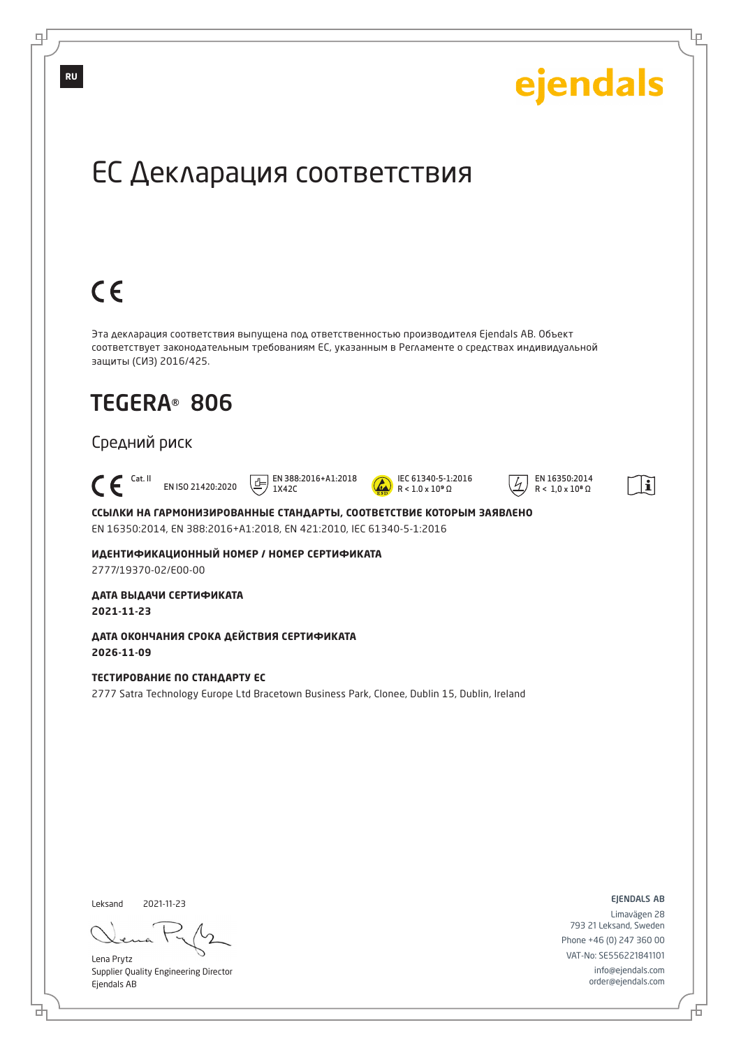RU

ejendals

# ЕС Декларация соответствия

CE

Эта декларация соответствия выпущена под ответственностью производителя Ejendals AB. Объект соответствует законодательным требованиям ЕС, указанным в Регламенте о средствах индивидуальной защиты (СИЗ) 2016/425.

## TEGERA® 806

Средний риск

CE Cat. II EN ISO 21420:2020 | EN 388:2016+A1:2018 1X42C | IEC 61340-5-1:2016 R < 1.0 x $10^8$ Ω | EN 16350:2014 R < 1,0 x $10^8$ Ω

**ССЫЛКИ НА ГАРМОНИЗИРОВАННЫЕ СТАНДАРТЫ, СООТВЕТСТВИЕ КОТОРЫМ ЗАЯВЛЕНО**

EN 16350:2014, EN 388:2016+A1:2018, EN 421:2010, IEC 61340-5-1:2016

**ИДЕНТИФИКАЦИОННЫЙ НОМЕР / НОМЕР СЕРТИФИКАТА**

2777/19370-02/E00-00

**ДАТА ВЫДАЧИ СЕРТИФИКАТА**

**2021-11-23**

**ДАТА ОКОНЧАНИЯ СРОКА ДЕЙСТВИЯ СЕРТИФИКАТА**

**2026-11-09**

**ТЕСТИРОВАНИЕ ПО СТАНДАРТУ ЕС**

2777 Satra Technology Europe Ltd Bracetown Business Park, Clonee, Dublin 15, Dublin, Ireland

Leksand 2021-11-23

Lena Prytz
Supplier Quality Engineering Director
Ejendals AB

EJENDALS AB
Limavägen 28
793 21 Leksand, Sweden
Phone +46 (0) 247 360 00
VAT-No: SE556221841101
info@ejendals.com
order@ejendals.com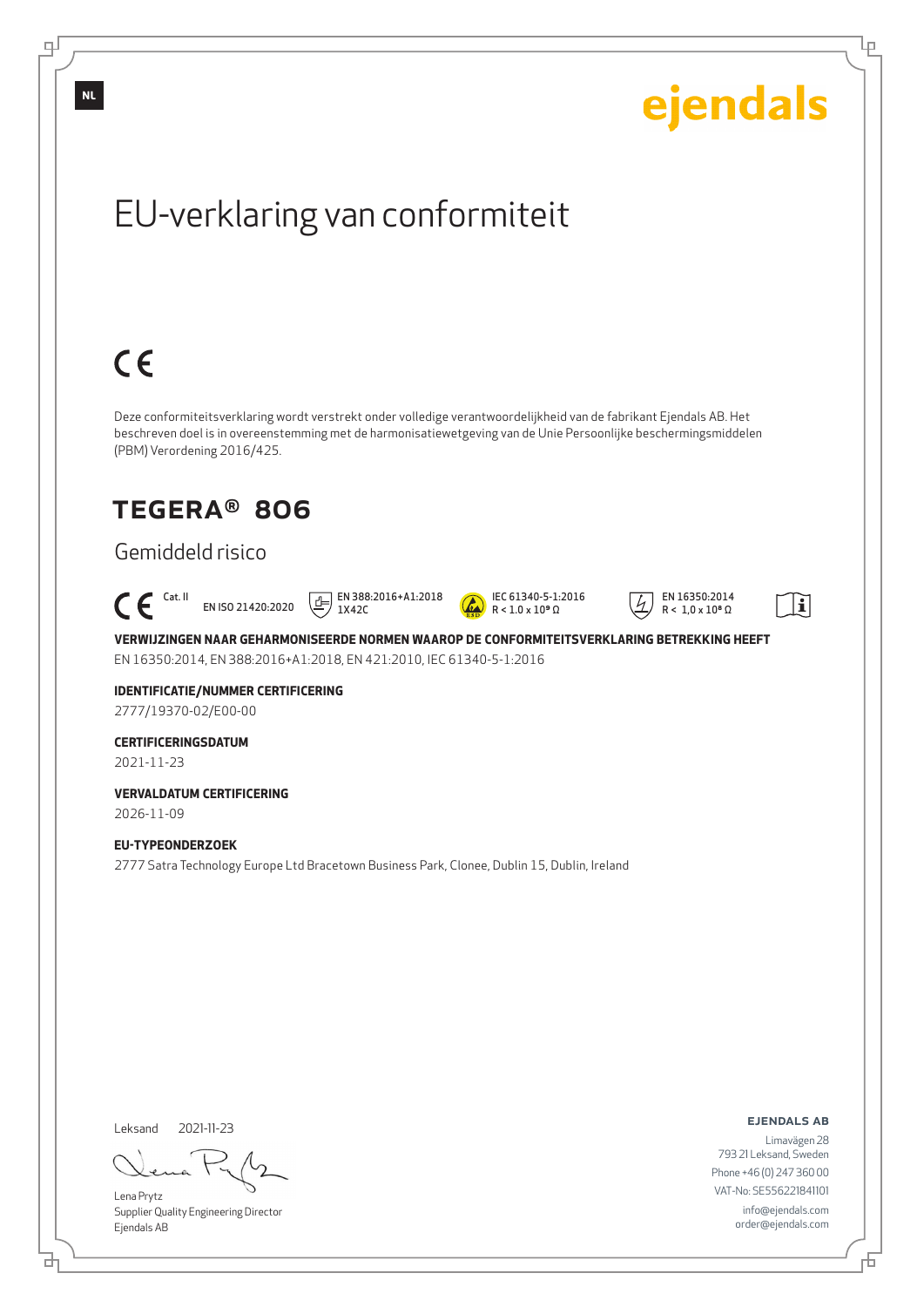NL

ejendals

# EU-verklaring van conformiteit

CE

Deze conformiteitsverklaring wordt verstrekt onder volledige verantwoordelijkheid van de fabrikant Ejendals AB. Het beschreven doel is in overeenstemming met de harmonisatiewetgeving van de Unie Persoonlijke beschermingsmiddelen (PBM) Verordening 2016/425.

## TEGERA® 806

### Gemiddeld risico

CE Cat. II EN ISO 21420:2020 EN 388:2016+A1:2018 1X42C IEC 61340-5-1:2016 $R < 1.0 \times 10^8\ \Omega$ EN 16350:2014 $R < 1{,}0 \times 10^8\ \Omega$

**VERWIJZINGEN NAAR GEHARMONISEERDE NORMEN WAAROP DE CONFORMITEITSVERKLARING BETREKKING HEEFT**

EN 16350:2014, EN 388:2016+A1:2018, EN 421:2010, IEC 61340-5-1:2016

**IDENTIFICATIE/NUMMER CERTIFICERING**

2777/19370-02/E00-00

**CERTIFICERINGSDATUM**

2021-11-23

**VERVALDATUM CERTIFICERING**

2026-11-09

**EU-TYPEONDERZOEK**

2777 Satra Technology Europe Ltd Bracetown Business Park, Clonee, Dublin 15, Dublin, Ireland

Leksand 2021-11-23

Lena Prytz
Supplier Quality Engineering Director
Ejendals AB

**EJENDALS AB**
Limavägen 28
793 21 Leksand, Sweden
Phone +46 (0) 247 360 00
VAT-No: SE556221841101
info@ejendals.com
order@ejendals.com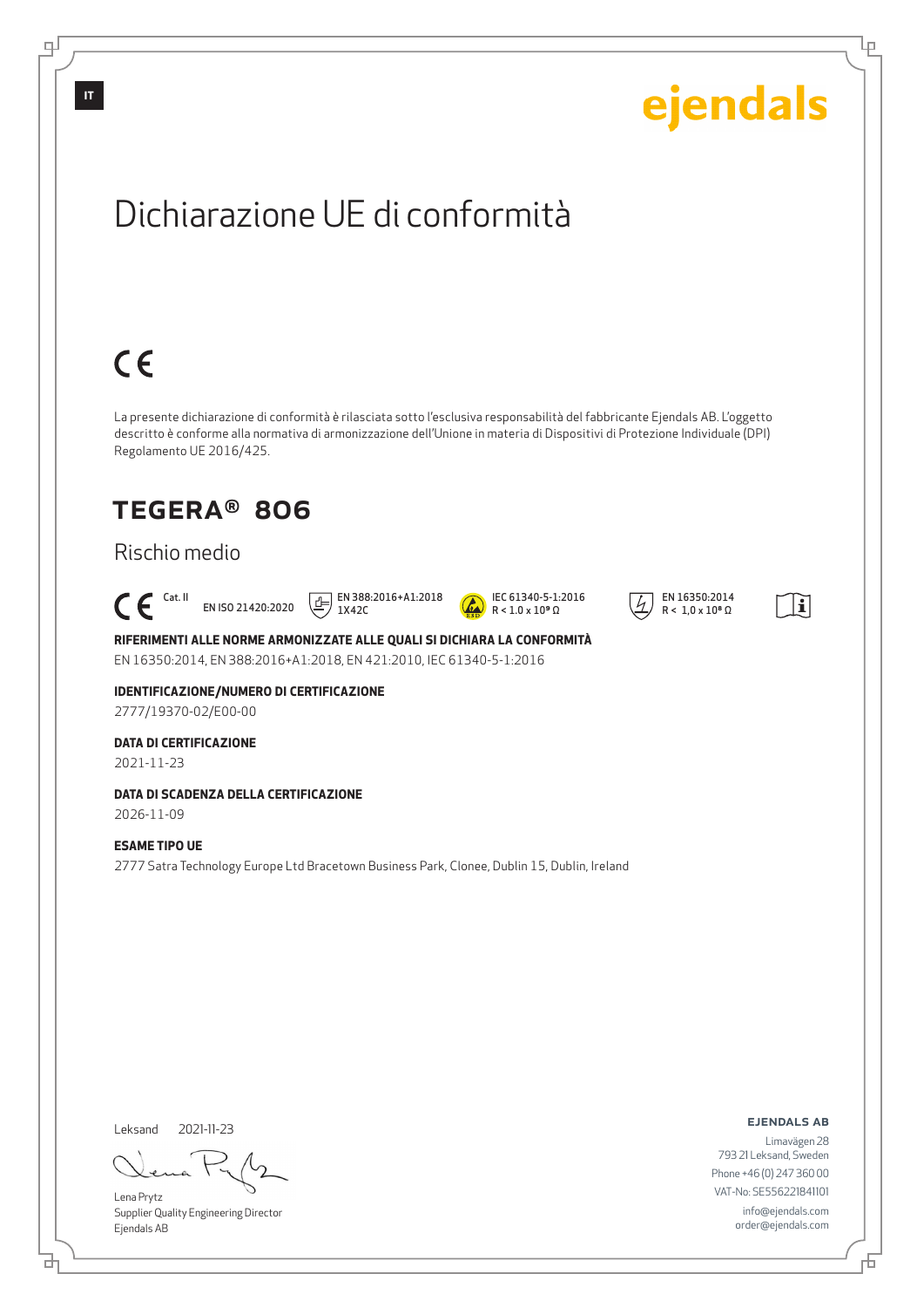IT

ejendals

# Dichiarazione UE di conformità

CE

La presente dichiarazione di conformità è rilasciata sotto l'esclusiva responsabilità del fabbricante Ejendals AB. L'oggetto descritto è conforme alla normativa di armonizzazione dell'Unione in materia di Dispositivi di Protezione Individuale (DPI) Regolamento UE 2016/425.

## TEGERA® 806

### Rischio medio

CE Cat. II | EN ISO 21420:2020 | EN 388:2016+A1:2018 1X42C | IEC 61340-5-1:2016 R < 1.0 x $10^9$ Ω | EN 16350:2014 R < 1,0 x $10^8$ Ω

**RIFERIMENTI ALLE NORME ARMONIZZATE ALLE QUALI SI DICHIARA LA CONFORMITÀ**
EN 16350:2014, EN 388:2016+A1:2018, EN 421:2010, IEC 61340-5-1:2016

**IDENTIFICAZIONE/NUMERO DI CERTIFICAZIONE**
2777/19370-02/E00-00

**DATA DI CERTIFICAZIONE**
2021-11-23

**DATA DI SCADENZA DELLA CERTIFICAZIONE**
2026-11-09

**ESAME TIPO UE**
2777 Satra Technology Europe Ltd Bracetown Business Park, Clonee, Dublin 15, Dublin, Ireland

Leksand 2021-11-23

Lena Prytz
Supplier Quality Engineering Director
Ejendals AB

**EJENDALS AB**
Limavägen 28
793 21 Leksand, Sweden
Phone +46 (0) 247 360 00
VAT-No: SE556221841101
info@ejendals.com
order@ejendals.com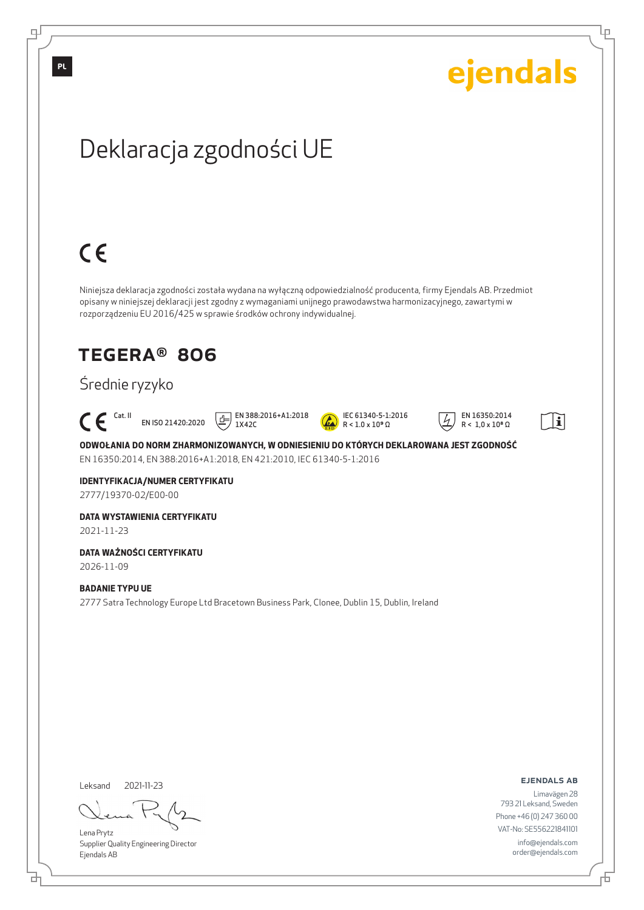PL

ejendals

# Deklaracja zgodności UE

CE

Niniejsza deklaracja zgodności została wydana na wyłączną odpowiedzialność producenta, firmy Ejendals AB. Przedmiot opisany w niniejszej deklaracji jest zgodny z wymaganiami unijnego prawodawstwa harmonizacyjnego, zawartymi w rozporządzeniu EU 2016/425 w sprawie środków ochrony indywidualnej.

## TEGERA® 806

Średnie ryzyko

CE Cat. II EN ISO 21420:2020 EN 388:2016+A1:2018 1X42C IEC 61340-5-1:2016 $R < 1.0 \times 10^9\ \Omega$ EN 16350:2014 $R < 1,0 \times 10^8\ \Omega$

**ODWOŁANIA DO NORM ZHARMONIZOWANYCH, W ODNIESIENIU DO KTÓRYCH DEKLAROWANA JEST ZGODNOŚĆ**

EN 16350:2014, EN 388:2016+A1:2018, EN 421:2010, IEC 61340-5-1:2016

**IDENTYFIKACJA/NUMER CERTYFIKATU**

2777/19370-02/E00-00

**DATA WYSTAWIENIA CERTYFIKATU**

2021-11-23

**DATA WAŻNOŚCI CERTYFIKATU**

2026-11-09

**BADANIE TYPU UE**

2777 Satra Technology Europe Ltd Bracetown Business Park, Clonee, Dublin 15, Dublin, Ireland

Leksand 2021-11-23

Lena Prytz
Supplier Quality Engineering Director
Ejendals AB

**EJENDALS AB**
Limavägen 28
793 21 Leksand, Sweden
Phone +46 (0) 247 360 00
VAT-No: SE556221841101
info@ejendals.com
order@ejendals.com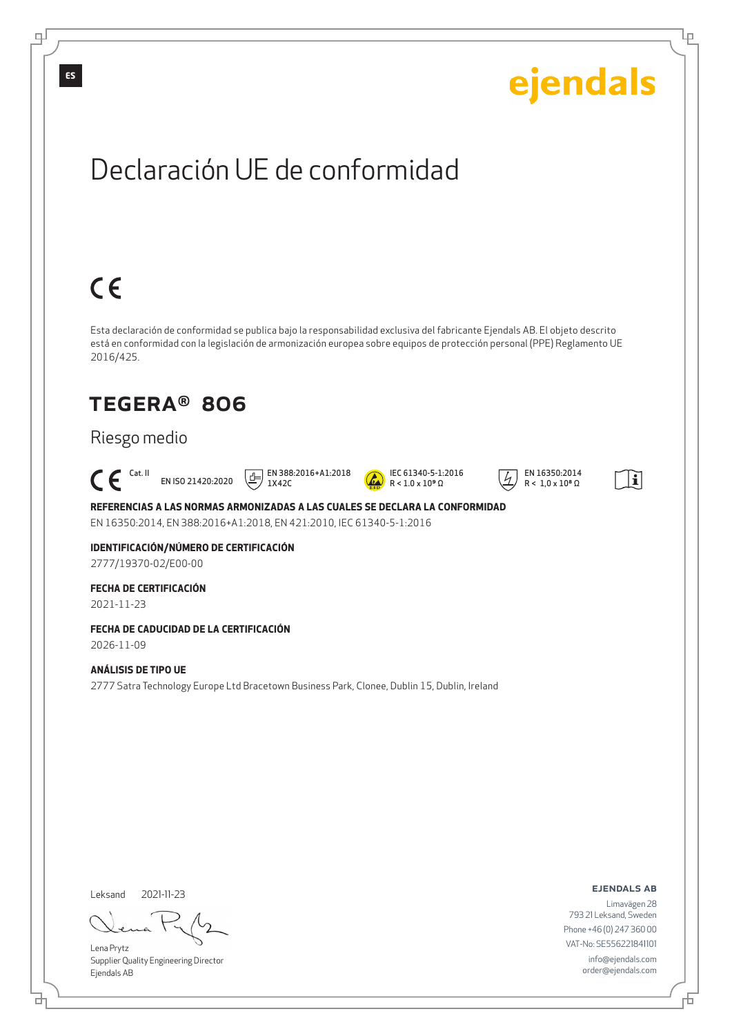ES

ejendals

# Declaración UE de conformidad

CE

Esta declaración de conformidad se publica bajo la responsabilidad exclusiva del fabricante Ejendals AB. El objeto descrito está en conformidad con la legislación de armonización europea sobre equipos de protección personal (PPE) Reglamento UE 2016/425.

## TEGERA® 806

Riesgo medio

CE Cat. II  EN ISO 21420:2020  EN 388:2016+A1:2018 1X42C  IEC 61340-5-1:2016 R < 1.0 x $10^9$ Ω  EN 16350:2014 R < 1,0 x $10^8$ Ω

**REFERENCIAS A LAS NORMAS ARMONIZADAS A LAS CUALES SE DECLARA LA CONFORMIDAD**
EN 16350:2014, EN 388:2016+A1:2018, EN 421:2010, IEC 61340-5-1:2016

**IDENTIFICACIÓN/NÚMERO DE CERTIFICACIÓN**
2777/19370-02/E00-00

**FECHA DE CERTIFICACIÓN**
2021-11-23

**FECHA DE CADUCIDAD DE LA CERTIFICACIÓN**
2026-11-09

**ANÁLISIS DE TIPO UE**
2777 Satra Technology Europe Ltd Bracetown Business Park, Clonee, Dublin 15, Dublin, Ireland

Leksand 2021-11-23

Lena Prytz
Supplier Quality Engineering Director
Ejendals AB

**EJENDALS AB**
Limavägen 28
793 21 Leksand, Sweden
Phone +46 (0) 247 360 00
VAT-No: SE556221841101
info@ejendals.com
order@ejendals.com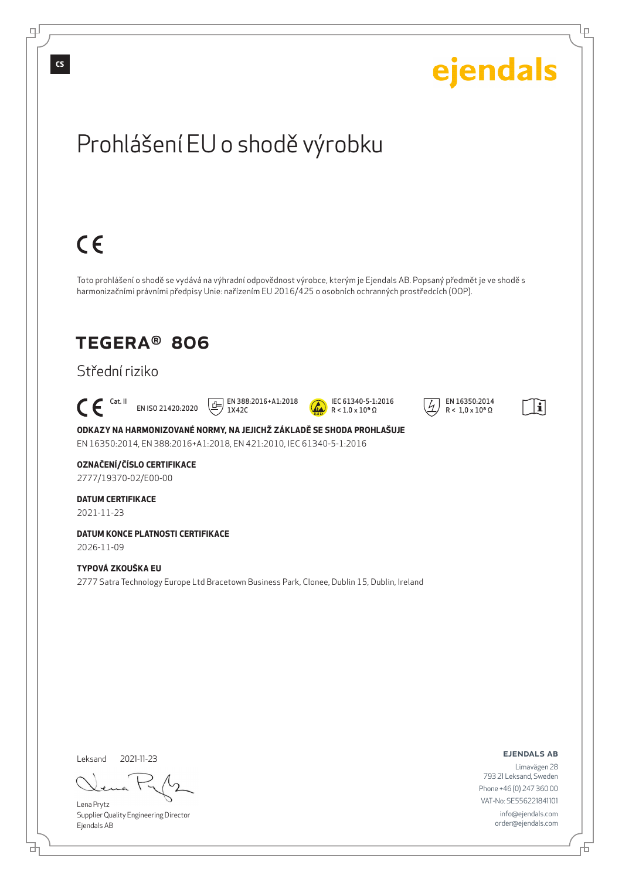CS

ejendals

# Prohlášení EU o shodě výrobku

CE

Toto prohlášení o shodě se vydává na výhradní odpovědnost výrobce, kterým je Ejendals AB. Popsaný předmět je ve shodě s harmonizačními právními předpisy Unie: nařízením EU 2016/425 o osobních ochranných prostředcích (OOP).

## TEGERA® 806

Střední riziko

CE Cat. II EN ISO 21420:2020 EN 388:2016+A1:2018 1X42C IEC 61340-5-1:2016 R < 1.0 x 10⁹ Ω EN 16350:2014 R < 1,0 x 10⁸ Ω

**ODKAZY NA HARMONIZOVANÉ NORMY, NA JEJICHŽ ZÁKLADĚ SE SHODA PROHLAŠUJE**
EN 16350:2014, EN 388:2016+A1:2018, EN 421:2010, IEC 61340-5-1:2016

**OZNAČENÍ/ČÍSLO CERTIFIKACE**
2777/19370-02/E00-00

**DATUM CERTIFIKACE**
2021-11-23

**DATUM KONCE PLATNOSTI CERTIFIKACE**
2026-11-09

**TYPOVÁ ZKOUŠKA EU**
2777 Satra Technology Europe Ltd Bracetown Business Park, Clonee, Dublin 15, Dublin, Ireland

Leksand 2021-11-23

Lena Prytz
Supplier Quality Engineering Director
Ejendals AB

**EJENDALS AB**
Limavägen 28
793 21 Leksand, Sweden
Phone +46 (0) 247 360 00
VAT-No: SE556221841101
info@ejendals.com
order@ejendals.com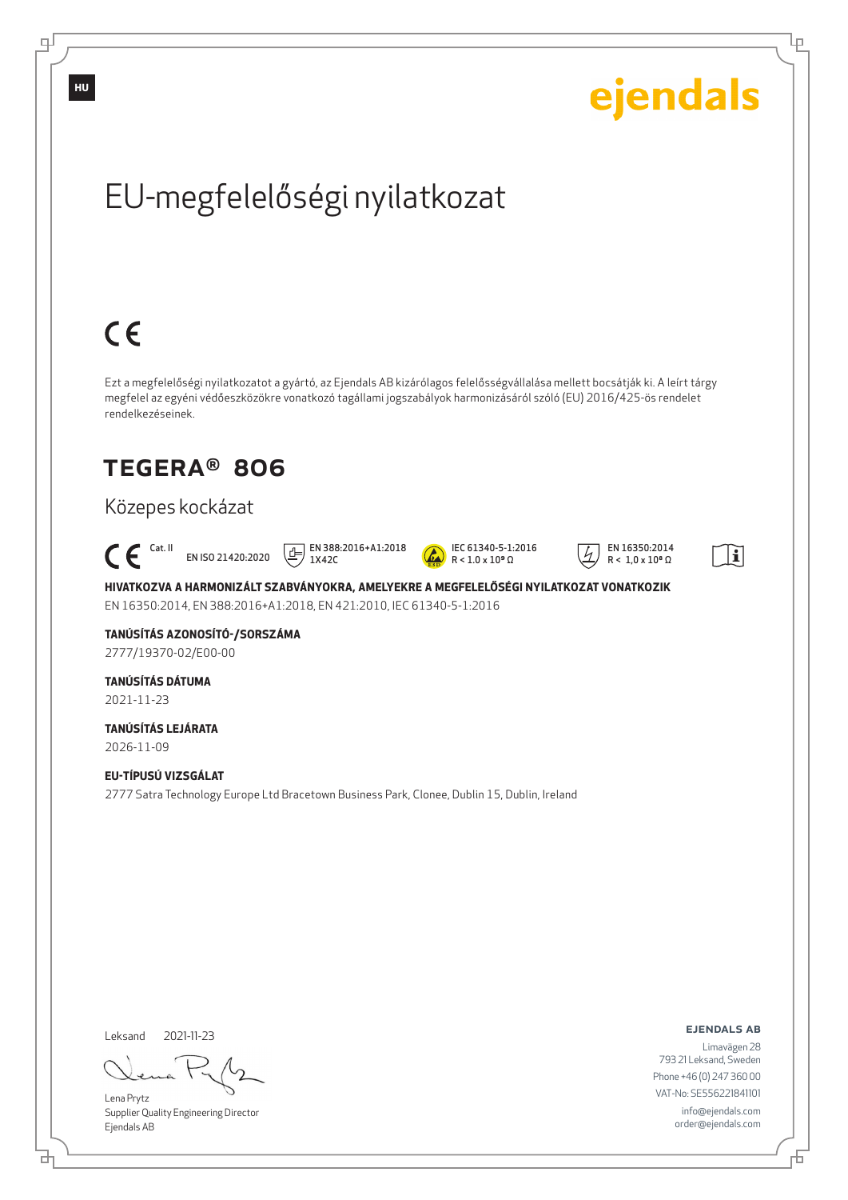ejendals

# EU-megfelelőségi nyilatkozat

CE

Ezt a megfelelőségi nyilatkozatot a gyártó, az Ejendals AB kizárólagos felelősségvállalása mellett bocsátják ki. A leírt tárgy megfelel az egyéni védőeszközökre vonatkozó tagállami jogszabályok harmonizálásáról szóló (EU) 2016/425-ös rendelet rendelkezéseinek.

## TEGERA® 806

Közepes kockázat

CE Cat. II  EN ISO 21420:2020  EN 388:2016+A1:2018 1X42C  IEC 61340-5-1:2016 R < 1.0 x $10^9$ Ω  EN 16350:2014 R < 1,0 x $10^8$ Ω

**HIVATKOZVA A HARMONIZÁLT SZABVÁNYOKRA, AMELYEKRE A MEGFELELŐSÉGI NYILATKOZAT VONATKOZIK**
EN 16350:2014, EN 388:2016+A1:2018, EN 421:2010, IEC 61340-5-1:2016

**TANÚSÍTÁS AZONOSÍTÓ-/SORSZÁMA**
2777/19370-02/E00-00

**TANÚSÍTÁS DÁTUMA**
2021-11-23

**TANÚSÍTÁS LEJÁRATA**
2026-11-09

**EU-TÍPUSÚ VIZSGÁLAT**
2777 Satra Technology Europe Ltd Bracetown Business Park, Clonee, Dublin 15, Dublin, Ireland

Leksand 2021-11-23

Lena Prytz
Supplier Quality Engineering Director
Ejendals AB

**EJENDALS AB**
Limavägen 28
793 21 Leksand, Sweden
Phone +46 (0) 247 360 00
VAT-No: SE556221841101
info@ejendals.com
order@ejendals.com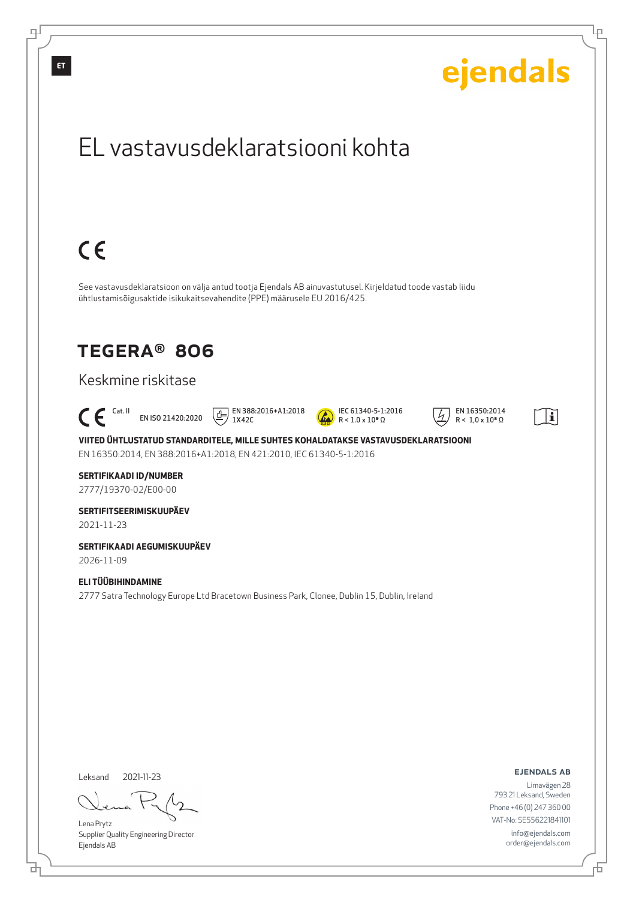ET

ejendals

# EL vastavusdeklaratsiooni kohta

CE

See vastavusdeklaratsioon on välja antud tootja Ejendals AB ainuvastutusel. Kirjeldatud toode vastab liidu ühtlustamisõigusaktide isikukaitsevahendite (PPE) määrusele EU 2016/425.

## TEGERA® 806

Keskmine riskitase

CE Cat. II  EN ISO 21420:2020  EN 388:2016+A1:2018 1X42C  IEC 61340-5-1:2016 R < 1.0 x $10^9$ Ω  EN 16350:2014 R < 1,0 x $10^8$ Ω

**VIITED ÜHTLUSTATUD STANDARDITELE, MILLE SUHTES KOHALDATAKSE VASTAVUSDEKLARATSIOONI**

EN 16350:2014, EN 388:2016+A1:2018, EN 421:2010, IEC 61340-5-1:2016

**SERTIFIKAADI ID/NUMBER**

2777/19370-02/E00-00

**SERTIFITSEERIMISKUUPÄEV**

2021-11-23

**SERTIFIKAADI AEGUMISKUUPÄEV**

2026-11-09

**ELI TÜÜBIHINDAMINE**

2777 Satra Technology Europe Ltd Bracetown Business Park, Clonee, Dublin 15, Dublin, Ireland

Leksand 2021-11-23

Lena Prytz
Supplier Quality Engineering Director
Ejendals AB

**EJENDALS AB**
Limavägen 28
793 21 Leksand, Sweden
Phone +46 (0) 247 360 00
VAT-No: SE556221841101
info@ejendals.com
order@ejendals.com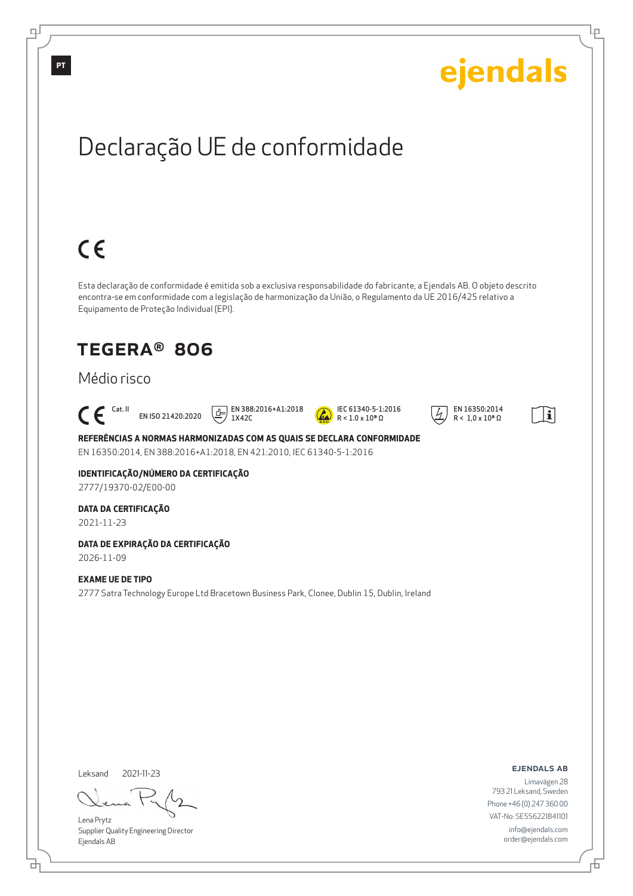PT

ejendals

# Declaração UE de conformidade

CE

Esta declaração de conformidade é emitida sob a exclusiva responsabilidade do fabricante, a Ejendals AB. O objeto descrito encontra-se em conformidade com a legislação de harmonização da União, o Regulamento da UE 2016/425 relativo a Equipamento de Proteção Individual (EPI).

## TEGERA® 806

Médio risco

CE Cat. II EN ISO 21420:2020 EN 388:2016+A1:2018 1X42C IEC 61340-5-1:2016 R < 1.0 x $10^9$ Ω EN 16350:2014 R < 1,0 x $10^8$ Ω

**REFERÊNCIAS A NORMAS HARMONIZADAS COM AS QUAIS SE DECLARA CONFORMIDADE**

EN 16350:2014, EN 388:2016+A1:2018, EN 421:2010, IEC 61340-5-1:2016

**IDENTIFICAÇÃO/NÚMERO DA CERTIFICAÇÃO**

2777/19370-02/E00-00

**DATA DA CERTIFICAÇÃO**

2021-11-23

**DATA DE EXPIRAÇÃO DA CERTIFICAÇÃO**

2026-11-09

**EXAME UE DE TIPO**

2777 Satra Technology Europe Ltd Bracetown Business Park, Clonee, Dublin 15, Dublin, Ireland

Leksand 2021-11-23

Lena Prytz
Supplier Quality Engineering Director
Ejendals AB

**EJENDALS AB**

Limavägen 28
793 21 Leksand, Sweden
Phone +46 (0) 247 360 00
VAT-No: SE556221841101
info@ejendals.com
order@ejendals.com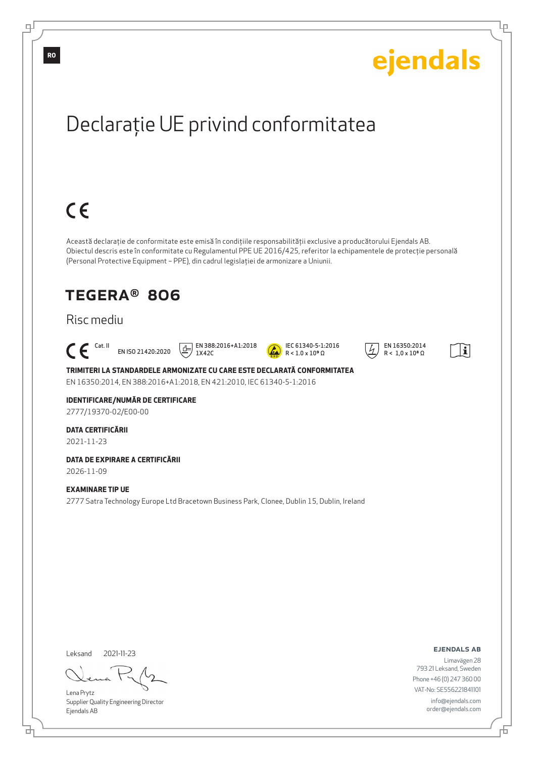RO

ejendals

# Declarație UE privind conformitatea

CE

Această declarație de conformitate este emisă în condițiile responsabilității exclusive a producătorului Ejendals AB.
Obiectul descris este în conformitate cu Regulamentul PPE UE 2016/425, referitor la echipamentele de protecție personală (Personal Protective Equipment – PPE), din cadrul legislației de armonizare a Uniunii.

## TEGERA® 806

Risc mediu

CE Cat. II   EN ISO 21420:2020   EN 388:2016+A1:2018 1X42C   IEC 61340-5-1:2016 R < 1.0 x 10⁹ Ω   EN 16350:2014 R < 1,0 x 10⁸ Ω

**TRIMITERI LA STANDARDELE ARMONIZATE CU CARE ESTE DECLARATĂ CONFORMITATEA**
EN 16350:2014, EN 388:2016+A1:2018, EN 421:2010, IEC 61340-5-1:2016

**IDENTIFICARE/NUMĂR DE CERTIFICARE**
2777/19370-02/E00-00

**DATA CERTIFICĂRII**
2021-11-23

**DATA DE EXPIRARE A CERTIFICĂRII**
2026-11-09

**EXAMINARE TIP UE**
2777 Satra Technology Europe Ltd Bracetown Business Park, Clonee, Dublin 15, Dublin, Ireland

Leksand 2021-11-23

Lena Prytz
Supplier Quality Engineering Director
Ejendals AB

**EJENDALS AB**
Limavägen 28
793 21 Leksand, Sweden
Phone +46 (0) 247 360 00
VAT-No: SE556221841101
info@ejendals.com
order@ejendals.com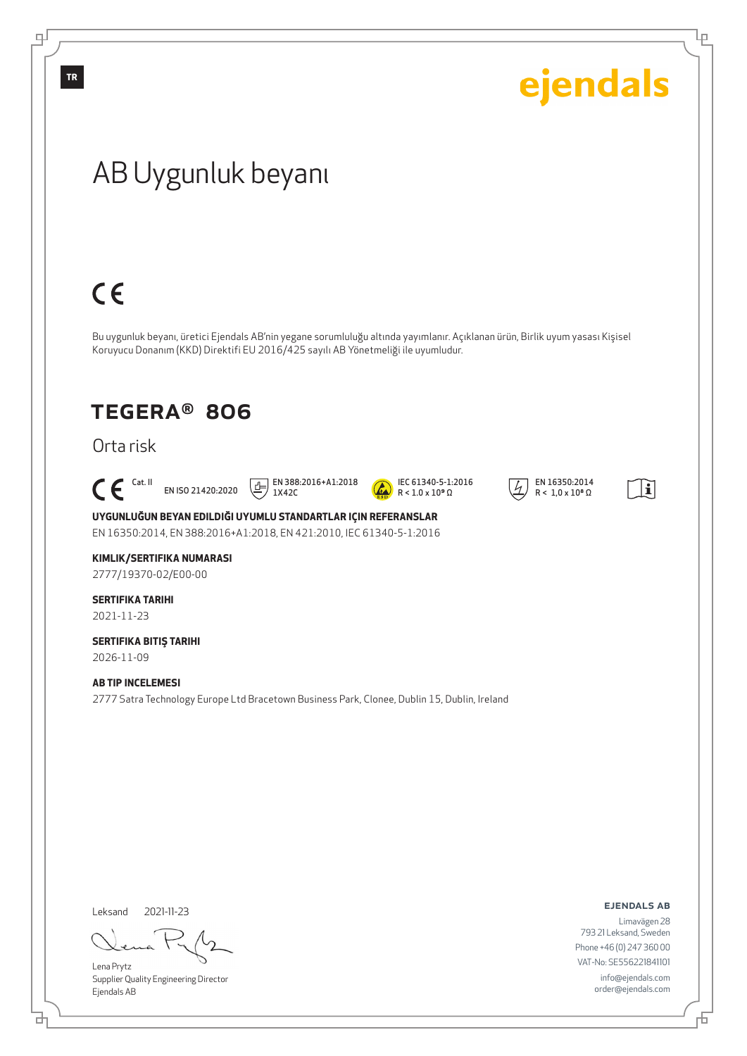TR

ejendals

# AB Uygunluk beyanı

CE

Bu uygunluk beyanı, üretici Ejendals AB'nin yegane sorumluluğu altında yayımlanır. Açıklanan ürün, Birlik uyum yasası Kişisel Koruyucu Donanım (KKD) Direktifi EU 2016/425 sayılı AB Yönetmeliği ile uyumludur.

## TEGERA® 806

Orta risk

CE Cat. II | EN ISO 21420:2020 | EN 388:2016+A1:2018 1X42C | IEC 61340-5-1:2016 $R < 1.0 \times 10^9\ \Omega$ | EN 16350:2014 $R < 1,0 \times 10^8\ \Omega$

**UYGUNLUĞUN BEYAN EDILDIĞI UYUMLU STANDARTLAR IÇIN REFERANSLAR**

EN 16350:2014, EN 388:2016+A1:2018, EN 421:2010, IEC 61340-5-1:2016

**KIMLIK/SERTIFIKA NUMARASI**

2777/19370-02/E00-00

**SERTIFIKA TARIHI**

2021-11-23

**SERTIFIKA BITIŞ TARIHI**

2026-11-09

**AB TIP INCELEMESI**

2777 Satra Technology Europe Ltd Bracetown Business Park, Clonee, Dublin 15, Dublin, Ireland

Leksand 2021-11-23

Lena Prytz
Supplier Quality Engineering Director
Ejendals AB

**EJENDALS AB**
Limavägen 28
793 21 Leksand, Sweden
Phone +46 (0) 247 360 00
VAT-No: SE556221841101
info@ejendals.com
order@ejendals.com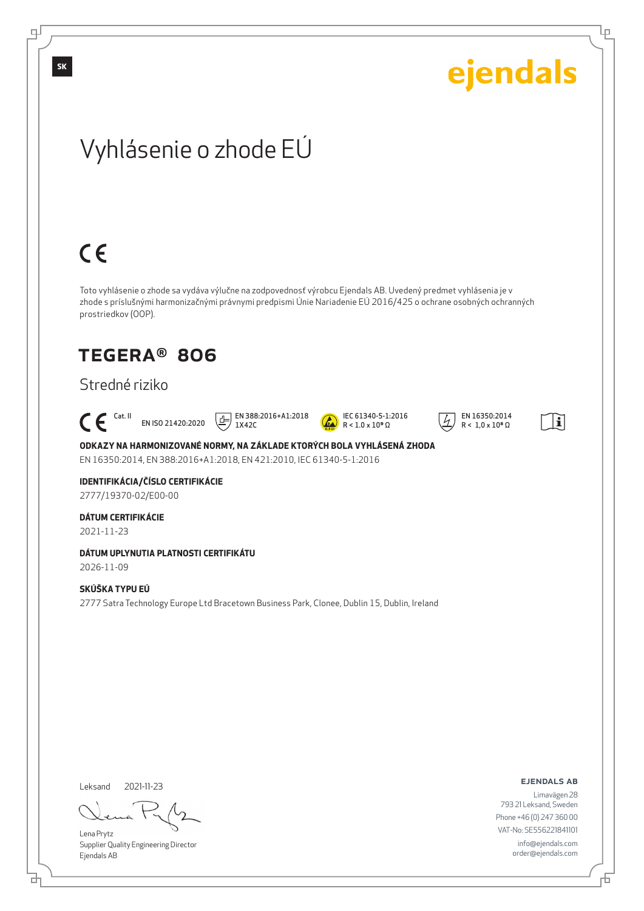# Vyhlásenie o zhode EÚ

CE

Toto vyhlásenie o zhode sa vydáva výlučne na zodpovednosť výrobcu Ejendals AB. Uvedený predmet vyhlásenia je v zhode s príslušnými harmonizačnými právnymi predpismi Únie Nariadenie EÚ 2016/425 o ochrane osobných ochranných prostriedkov (OOP).

## TEGERA® 806

Stredné riziko

CE Cat. II | EN ISO 21420:2020 | EN 388:2016+A1:2018 1X42C | IEC 61340-5-1:2016 R < 1.0 x $10^9$ Ω | EN 16350:2014 R < 1,0 x $10^8$ Ω

**ODKAZY NA HARMONIZOVANÉ NORMY, NA ZÁKLADE KTORÝCH BOLA VYHLÁSENÁ ZHODA**

EN 16350:2014, EN 388:2016+A1:2018, EN 421:2010, IEC 61340-5-1:2016

**IDENTIFIKÁCIA/ČÍSLO CERTIFIKÁCIE**

2777/19370-02/E00-00

**DÁTUM CERTIFIKÁCIE**

2021-11-23

**DÁTUM UPLYNUTIA PLATNOSTI CERTIFIKÁTU**

2026-11-09

**SKÚŠKA TYPU EÚ**

2777 Satra Technology Europe Ltd Bracetown Business Park, Clonee, Dublin 15, Dublin, Ireland

Leksand 2021-11-23

Lena Prytz
Supplier Quality Engineering Director
Ejendals AB

**EJENDALS AB**
Limavägen 28
793 21 Leksand, Sweden
Phone +46 (0) 247 360 00
VAT-No: SE556221841101
info@ejendals.com
order@ejendals.com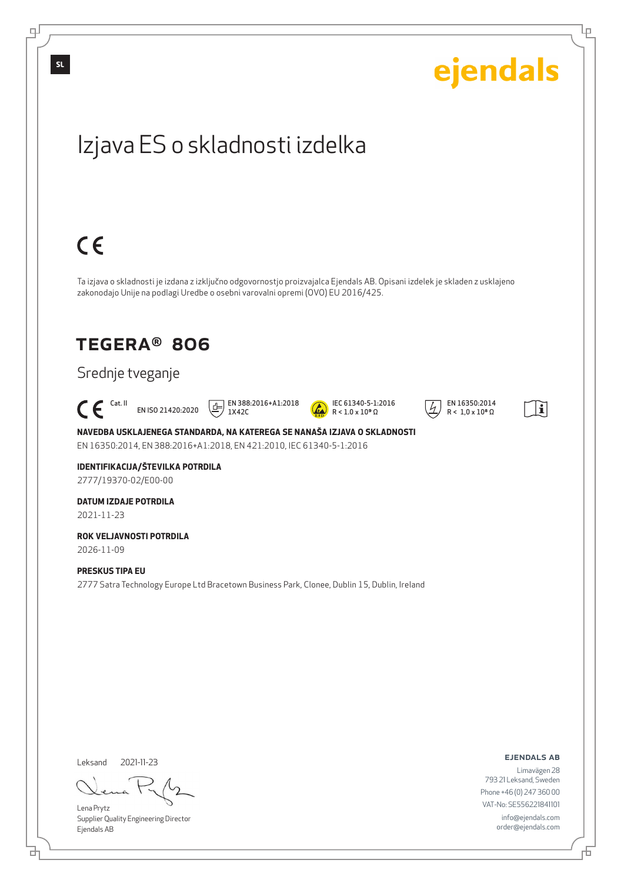SL

ejendals

# Izjava ES o skladnosti izdelka

CE

Ta izjava o skladnosti je izdana z izključno odgovornostjo proizvajalca Ejendals AB. Opisani izdelek je skladen z usklajeno zakonodajo Unije na podlagi Uredbe o osebni varovalni opremi (OVO) EU 2016/425.

## TEGERA® 806

Srednje tveganje

CE Cat. II EN ISO 21420:2020 EN 388:2016+A1:2018 1X42C IEC 61340-5-1:2016 R < 1.0 x $10^9$ Ω EN 16350:2014 R < 1,0 x $10^8$ Ω

**NAVEDBA USKLAJENEGA STANDARDA, NA KATEREGA SE NANAŠA IZJAVA O SKLADNOSTI**
EN 16350:2014, EN 388:2016+A1:2018, EN 421:2010, IEC 61340-5-1:2016

**IDENTIFIKACIJA/ŠTEVILKA POTRDILA**
2777/19370-02/E00-00

**DATUM IZDAJE POTRDILA**
2021-11-23

**ROK VELJAVNOSTI POTRDILA**
2026-11-09

**PRESKUS TIPA EU**
2777 Satra Technology Europe Ltd Bracetown Business Park, Clonee, Dublin 15, Dublin, Ireland

Leksand 2021-11-23

Lena Prytz
Supplier Quality Engineering Director
Ejendals AB

**EJENDALS AB**
Limavägen 28
793 21 Leksand, Sweden
Phone +46 (0) 247 360 00
VAT-No: SE556221841101
info@ejendals.com
order@ejendals.com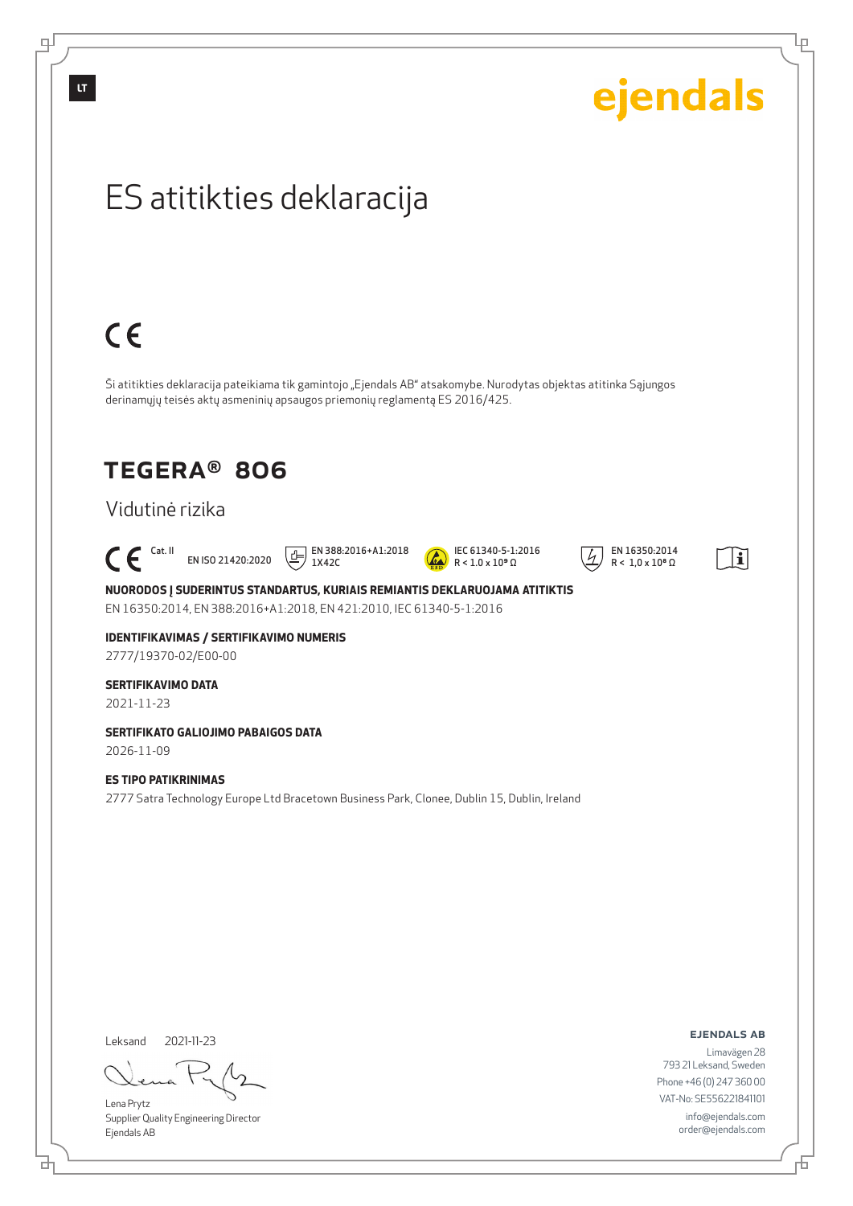LT

ejendals

# ES atitikties deklaracija

CE

Ši atitikties deklaracija pateikiama tik gamintojo „Ejendals AB" atsakomybe. Nurodytas objektas atitinka Sąjungos derinamųjų teisės aktų asmeninių apsaugos priemonių reglamentą ES 2016/425.

## TEGERA® 806

Vidutinė rizika

CE Cat. II    EN ISO 21420:2020    EN 388:2016+A1:2018 1X42C    IEC 61340-5-1:2016 $R < 1.0 \times 10^9\ \Omega$    EN 16350:2014 $R < 1{,}0 \times 10^8\ \Omega$

**NUORODOS Į SUDERINTUS STANDARTUS, KURIAIS REMIANTIS DEKLARUOJAMA ATITIKTIS**

EN 16350:2014, EN 388:2016+A1:2018, EN 421:2010, IEC 61340-5-1:2016

**IDENTIFIKAVIMAS / SERTIFIKAVIMO NUMERIS**

2777/19370-02/E00-00

**SERTIFIKAVIMO DATA**

2021-11-23

**SERTIFIKATO GALIOJIMO PABAIGOS DATA**

2026-11-09

**ES TIPO PATIKRINIMAS**

2777 Satra Technology Europe Ltd Bracetown Business Park, Clonee, Dublin 15, Dublin, Ireland

Leksand 2021-11-23

Lena Prytz
Supplier Quality Engineering Director
Ejendals AB

**EJENDALS AB**
Limavägen 28
793 21 Leksand, Sweden
Phone +46 (0) 247 360 00
VAT-No: SE556221841101
info@ejendals.com
order@ejendals.com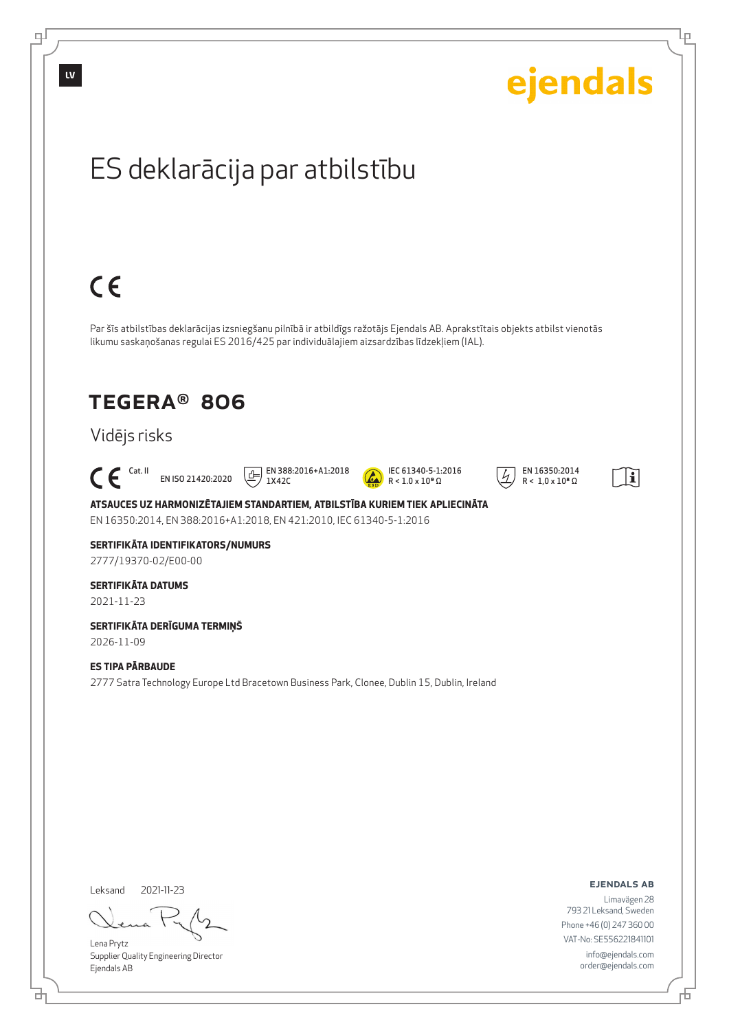LV

ejendals

# ES deklarācija par atbilstību

CE

Par šīs atbilstības deklarācijas izsniegšanu pilnībā ir atbildīgs ražotājs Ejendals AB. Aprakstītais objekts atbilst vienotās likumu saskaņošanas regulai ES 2016/425 par individuālajiem aizsardzības līdzekļiem (IAL).

## TEGERA® 806

Vidējs risks

CE Cat. II EN ISO 21420:2020 EN 388:2016+A1:2018 1X42C IEC 61340-5-1:2016 R < 1.0 x 10⁹ Ω EN 16350:2014 R < 1,0 x 10⁸ Ω

**ATSAUCES UZ HARMONIZĒTAJIEM STANDARTIEM, ATBILSTĪBA KURIEM TIEK APLIECINĀTA**

EN 16350:2014, EN 388:2016+A1:2018, EN 421:2010, IEC 61340-5-1:2016

**SERTIFIKĀTA IDENTIFIKATORS/NUMURS**

2777/19370-02/E00-00

**SERTIFIKĀTA DATUMS**

2021-11-23

**SERTIFIKĀTA DERĪGUMA TERMIŅŠ**

2026-11-09

**ES TIPA PĀRBAUDE**

2777 Satra Technology Europe Ltd Bracetown Business Park, Clonee, Dublin 15, Dublin, Ireland

Leksand 2021-11-23

Lena Prytz
Supplier Quality Engineering Director
Ejendals AB

**EJENDALS AB**
Limavägen 28
793 21 Leksand, Sweden
Phone +46 (0) 247 360 00
VAT-No: SE556221841101
info@ejendals.com
order@ejendals.com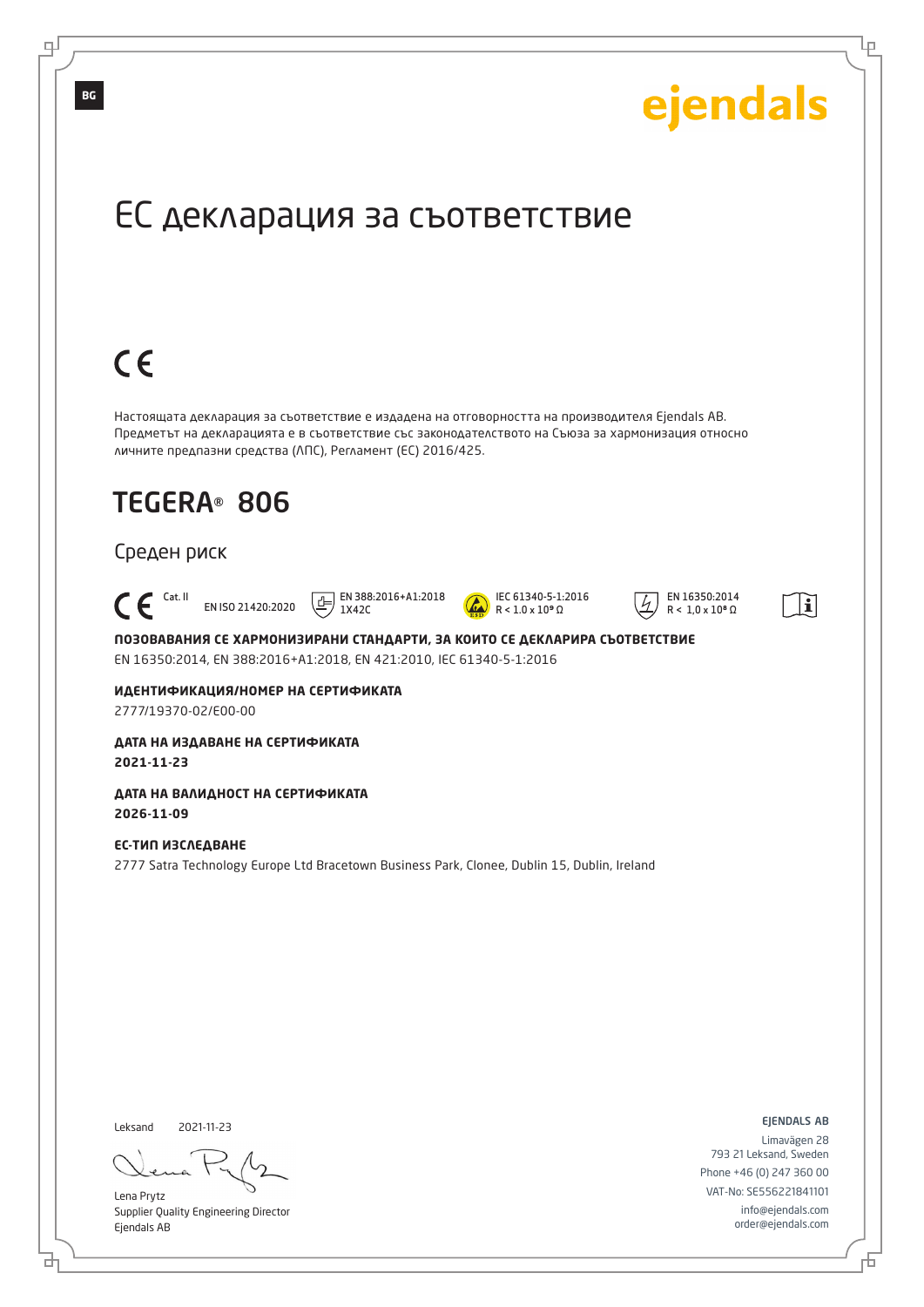BG

ejendals

# ЕС декларация за съответствие

CE

Настоящата декларация за съответствие е издадена на отговорността на производителя Ejendals AB. Предметът на декларацията е в съответствие със законодателството на Съюза за хармонизация относно личните предпазни средства (ЛПС), Регламент (ЕС) 2016/425.

## TEGERA® 806

Среден риск

CE Cat. II  EN ISO 21420:2020  EN 388:2016+A1:2018 1X42C  IEC 61340-5-1:2016 R < 1.0 x 10⁸ Ω  EN 16350:2014 R < 1,0 x 10⁸ Ω

**ПОЗОВАВАНИЯ СЕ ХАРМОНИЗИРАНИ СТАНДАРТИ, ЗА КОИТО СЕ ДЕКЛАРИРА СЪОТВЕТСТВИЕ**

EN 16350:2014, EN 388:2016+A1:2018, EN 421:2010, IEC 61340-5-1:2016

**ИДЕНТИФИКАЦИЯ/НОМЕР НА СЕРТИФИКАТА**

2777/19370-02/E00-00

**ДАТА НА ИЗДАВАНЕ НА СЕРТИФИКАТА**

**2021-11-23**

**ДАТА НА ВАЛИДНОСТ НА СЕРТИФИКАТА**

**2026-11-09**

**ЕС-ТИП ИЗСЛЕДВАНЕ**

2777 Satra Technology Europe Ltd Bracetown Business Park, Clonee, Dublin 15, Dublin, Ireland

Leksand 2021-11-23

Lena Prytz
Supplier Quality Engineering Director
Ejendals AB

EJENDALS AB
Limavägen 28
793 21 Leksand, Sweden
Phone +46 (0) 247 360 00
VAT-No: SE556221841101
info@ejendals.com
order@ejendals.com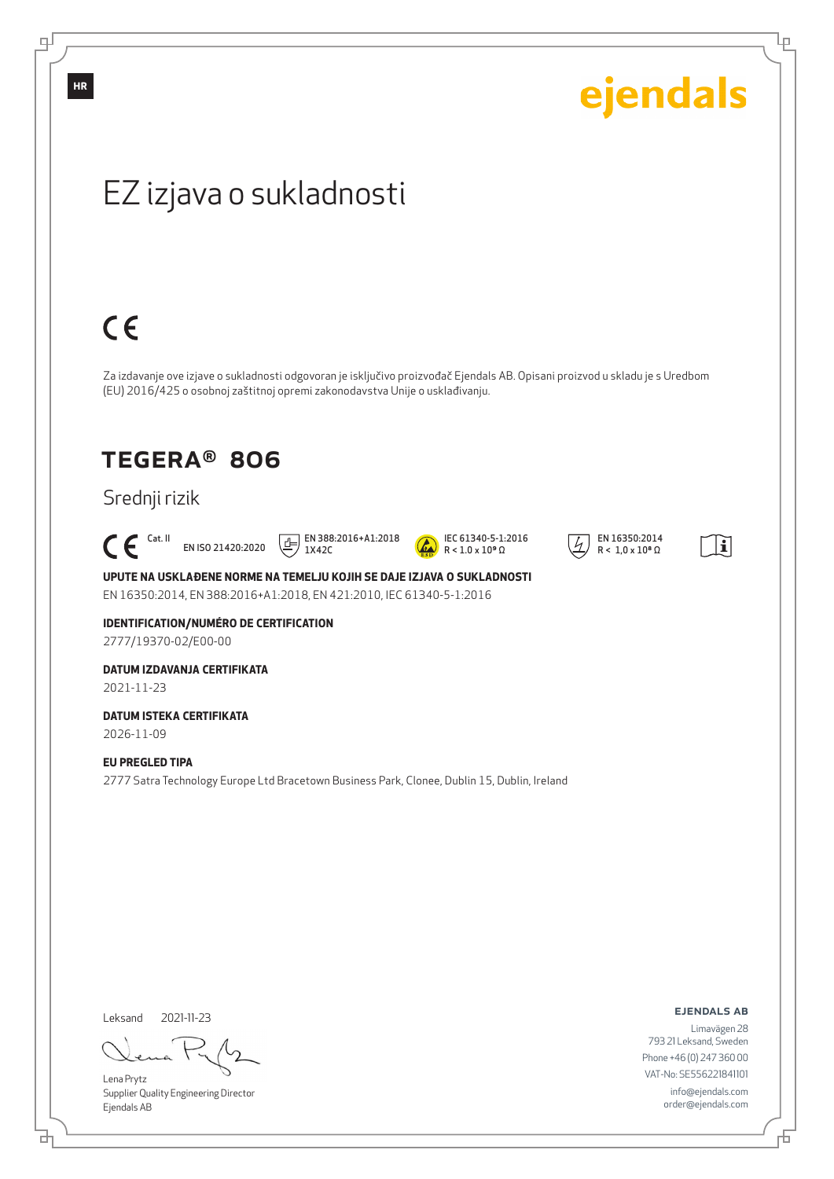HR

ejendals

# EZ izjava o sukladnosti

CE

Za izdavanje ove izjave o sukladnosti odgovoran je isključivo proizvođač Ejendals AB. Opisani proizvod u skladu je s Uredbom (EU) 2016/425 o osobnoj zaštitnoj opremi zakonodavstva Unije o usklađivanju.

## TEGERA® 806

### Srednji rizik

CE Cat. II EN ISO 21420:2020 EN 388:2016+A1:2018 1X42C IEC 61340-5-1:2016 R < 1.0 x $10^9$ Ω EN 16350:2014 R < 1,0 x $10^8$ Ω

**UPUTE NA USKLAĐENE NORME NA TEMELJU KOJIH SE DAJE IZJAVA O SUKLADNOSTI**

EN 16350:2014, EN 388:2016+A1:2018, EN 421:2010, IEC 61340-5-1:2016

**IDENTIFICATION/NUMÉRO DE CERTIFICATION**

2777/19370-02/E00-00

**DATUM IZDAVANJA CERTIFIKATA**

2021-11-23

**DATUM ISTEKA CERTIFIKATA**

2026-11-09

**EU PREGLED TIPA**

2777 Satra Technology Europe Ltd Bracetown Business Park, Clonee, Dublin 15, Dublin, Ireland

Leksand 2021-11-23

Lena Prytz
Supplier Quality Engineering Director
Ejendals AB

**EJENDALS AB**
Limavägen 28
793 21 Leksand, Sweden
Phone +46 (0) 247 360 00
VAT-No: SE556221841101
info@ejendals.com
order@ejendals.com